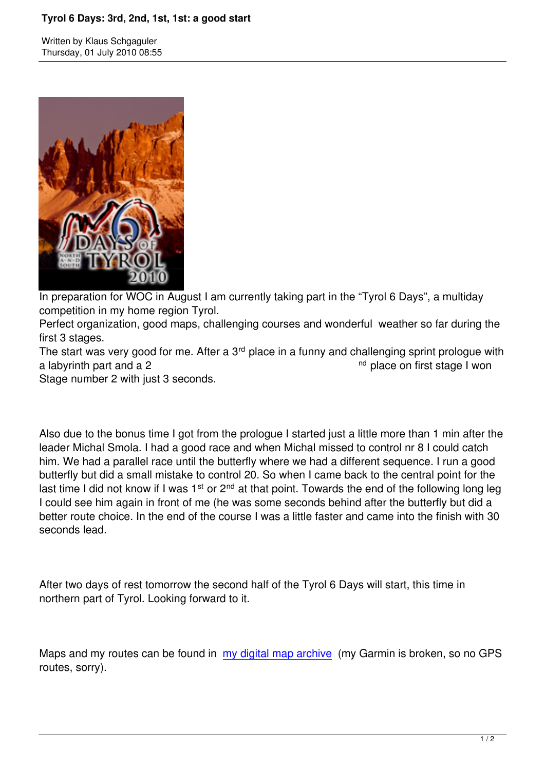# Tyrol 6 Days: 3rd, 2nd, 1st, 1st: a good start

Written by Klaus Schgaguler
Thursday, 01 July 2010 08:55

In preparation for WOC in August I am currently taking part in the “Tyrol 6 Days”, a multiday competition in my home region Tyrol.

Perfect organization, good maps, challenging courses and wonderful weather so far during the first 3 stages.

The start was very good for me. After a 3rd place in a funny and challenging sprint prologue with a labyrinth part and a 2nd place on first stage I won Stage number 2 with just 3 seconds.

Also due to the bonus time I got from the prologue I started just a little more than 1 min after the leader Michal Smola. I had a good race and when Michal missed to control nr 8 I could catch him. We had a parallel race until the butterfly where we had a different sequence. I run a good butterfly but did a small mistake to control 20. So when I came back to the central point for the last time I did not know if I was 1st or 2nd at that point. Towards the end of the following long leg I could see him again in front of me (he was some seconds behind after the butterfly but did a better route choice. In the end of the course I was a little faster and came into the finish with 30 seconds lead.

After two days of rest tomorrow the second half of the Tyrol 6 Days will start, this time in northern part of Tyrol. Looking forward to it.

Maps and my routes can be found in [my digital map archive](#) (my Garmin is broken, so no GPS routes, sorry).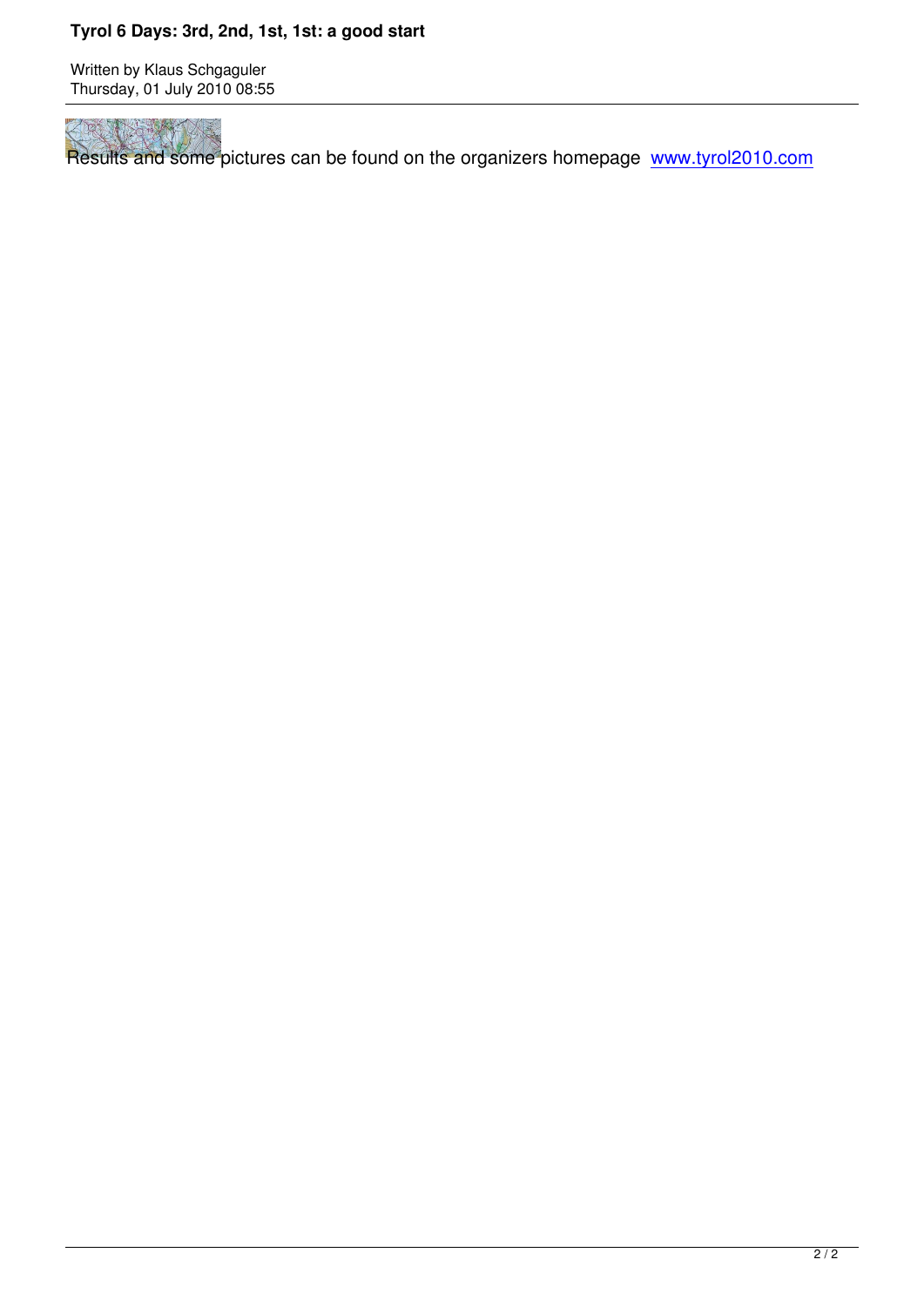Results and some pictures can be found on the organizers homepage www.tyrol2010.com